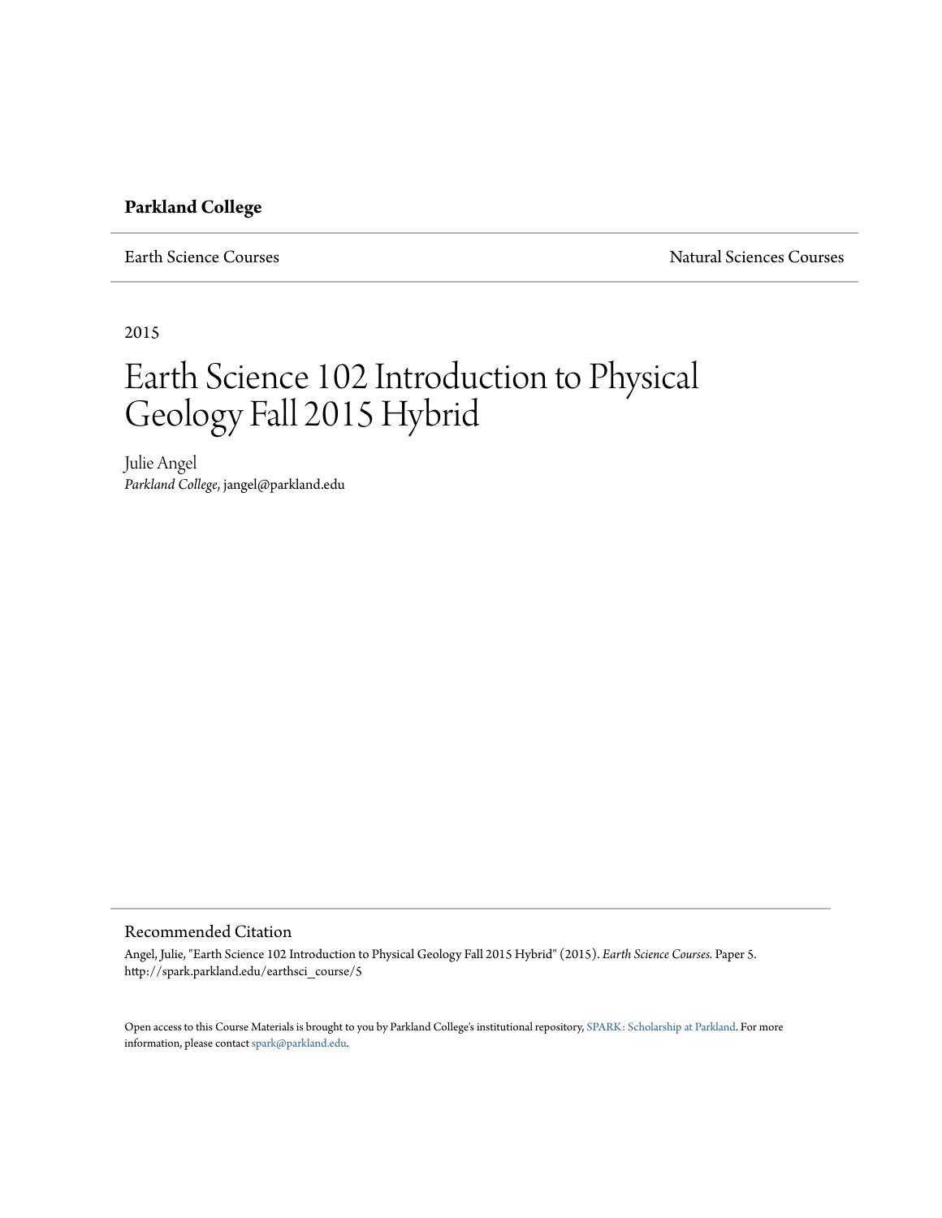**Parkland College**

Earth Science Courses | Natural Sciences Courses

2015

# Earth Science 102 Introduction to Physical Geology Fall 2015 Hybrid

Julie Angel
*Parkland College*, jangel@parkland.edu

## Recommended Citation

Angel, Julie, "Earth Science 102 Introduction to Physical Geology Fall 2015 Hybrid" (2015). *Earth Science Courses.* Paper 5.
http://spark.parkland.edu/earthsci_course/5

Open access to this Course Materials is brought to you by Parkland College's institutional repository, SPARK: Scholarship at Parkland. For more information, please contact spark@parkland.edu.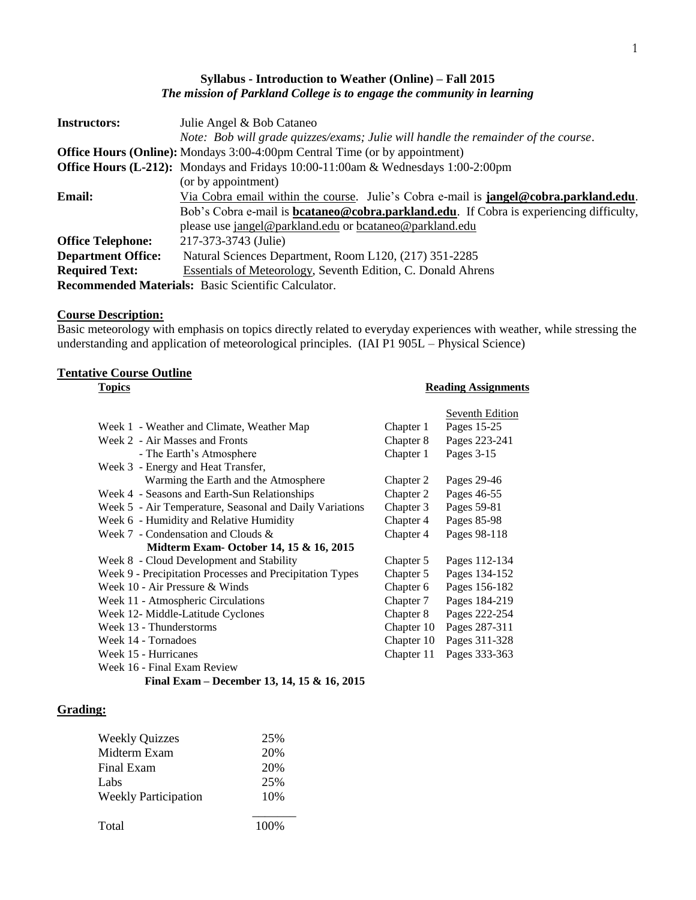**Syllabus - Introduction to Weather (Online) – Fall 2015**

*The mission of Parkland College is to engage the community in learning*

| | |
|---|---|
| **Instructors:** | Julie Angel & Bob Cataneo<br>*Note: Bob will grade quizzes/exams; Julie will handle the remainder of the course.* |
| **Office Hours (Online):** | Mondays 3:00-4:00pm Central Time (or by appointment) |
| **Office Hours (L-212):** | Mondays and Fridays 10:00-11:00am & Wednesdays 1:00-2:00pm (or by appointment) |
| **Email:** | Via Cobra email within the course. Julie's Cobra e-mail is **jangel@cobra.parkland.edu**. Bob's Cobra e-mail is **bcataneo@cobra.parkland.edu**. If Cobra is experiencing difficulty, please use jangel@parkland.edu or bcataneo@parkland.edu |
| **Office Telephone:** | 217-373-3743 (Julie) |
| **Department Office:** | Natural Sciences Department, Room L120, (217) 351-2285 |
| **Required Text:** | Essentials of Meteorology, Seventh Edition, C. Donald Ahrens |

**Recommended Materials:** Basic Scientific Calculator.

## Course Description:

Basic meteorology with emphasis on topics directly related to everyday experiences with weather, while stressing the understanding and application of meteorological principles. (IAI P1 905L – Physical Science)

## Tentative Course Outline

| Topics | | Reading Assignments<br>Seventh Edition |
|---|---|---|
| Week 1 - Weather and Climate, Weather Map | Chapter 1 | Pages 15-25 |
| Week 2 - Air Masses and Fronts | Chapter 8 | Pages 223-241 |
| - The Earth's Atmosphere | Chapter 1 | Pages 3-15 |
| Week 3 - Energy and Heat Transfer, Warming the Earth and the Atmosphere | Chapter 2 | Pages 29-46 |
| Week 4 - Seasons and Earth-Sun Relationships | Chapter 2 | Pages 46-55 |
| Week 5 - Air Temperature, Seasonal and Daily Variations | Chapter 3 | Pages 59-81 |
| Week 6 - Humidity and Relative Humidity | Chapter 4 | Pages 85-98 |
| Week 7 - Condensation and Clouds & | Chapter 4 | Pages 98-118 |
| **Midterm Exam- October 14, 15 & 16, 2015** | | |
| Week 8 - Cloud Development and Stability | Chapter 5 | Pages 112-134 |
| Week 9 - Precipitation Processes and Precipitation Types | Chapter 5 | Pages 134-152 |
| Week 10 - Air Pressure & Winds | Chapter 6 | Pages 156-182 |
| Week 11 - Atmospheric Circulations | Chapter 7 | Pages 184-219 |
| Week 12- Middle-Latitude Cyclones | Chapter 8 | Pages 222-254 |
| Week 13 - Thunderstorms | Chapter 10 | Pages 287-311 |
| Week 14 - Tornadoes | Chapter 10 | Pages 311-328 |
| Week 15 - Hurricanes | Chapter 11 | Pages 333-363 |
| Week 16 - Final Exam Review | | |
| **Final Exam – December 13, 14, 15 & 16, 2015** | | |

## Grading:

| | |
|---|---|
| Weekly Quizzes | 25% |
| Midterm Exam | 20% |
| Final Exam | 20% |
| Labs | 25% |
| Weekly Participation | 10% |
| Total | 100% |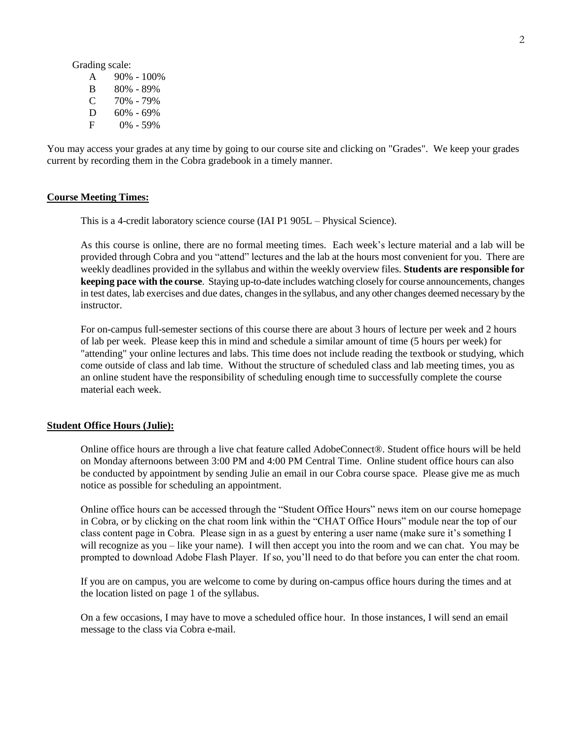Grading scale:

| | |
|---|---|
| A | 90% - 100% |
| B | 80% - 89% |
| C | 70% - 79% |
| D | 60% - 69% |
| F | 0% - 59% |

You may access your grades at any time by going to our course site and clicking on "Grades". We keep your grades current by recording them in the Cobra gradebook in a timely manner.

**Course Meeting Times:**

This is a 4-credit laboratory science course (IAI P1 905L – Physical Science).

As this course is online, there are no formal meeting times. Each week's lecture material and a lab will be provided through Cobra and you "attend" lectures and the lab at the hours most convenient for you. There are weekly deadlines provided in the syllabus and within the weekly overview files. **Students are responsible for keeping pace with the course**. Staying up-to-date includes watching closely for course announcements, changes in test dates, lab exercises and due dates, changes in the syllabus, and any other changes deemed necessary by the instructor.

For on-campus full-semester sections of this course there are about 3 hours of lecture per week and 2 hours of lab per week. Please keep this in mind and schedule a similar amount of time (5 hours per week) for "attending" your online lectures and labs. This time does not include reading the textbook or studying, which come outside of class and lab time. Without the structure of scheduled class and lab meeting times, you as an online student have the responsibility of scheduling enough time to successfully complete the course material each week.

**Student Office Hours (Julie):**

Online office hours are through a live chat feature called AdobeConnect®. Student office hours will be held on Monday afternoons between 3:00 PM and 4:00 PM Central Time. Online student office hours can also be conducted by appointment by sending Julie an email in our Cobra course space. Please give me as much notice as possible for scheduling an appointment.

Online office hours can be accessed through the "Student Office Hours" news item on our course homepage in Cobra, or by clicking on the chat room link within the "CHAT Office Hours" module near the top of our class content page in Cobra. Please sign in as a guest by entering a user name (make sure it's something I will recognize as you – like your name). I will then accept you into the room and we can chat. You may be prompted to download Adobe Flash Player. If so, you'll need to do that before you can enter the chat room.

If you are on campus, you are welcome to come by during on-campus office hours during the times and at the location listed on page 1 of the syllabus.

On a few occasions, I may have to move a scheduled office hour. In those instances, I will send an email message to the class via Cobra e-mail.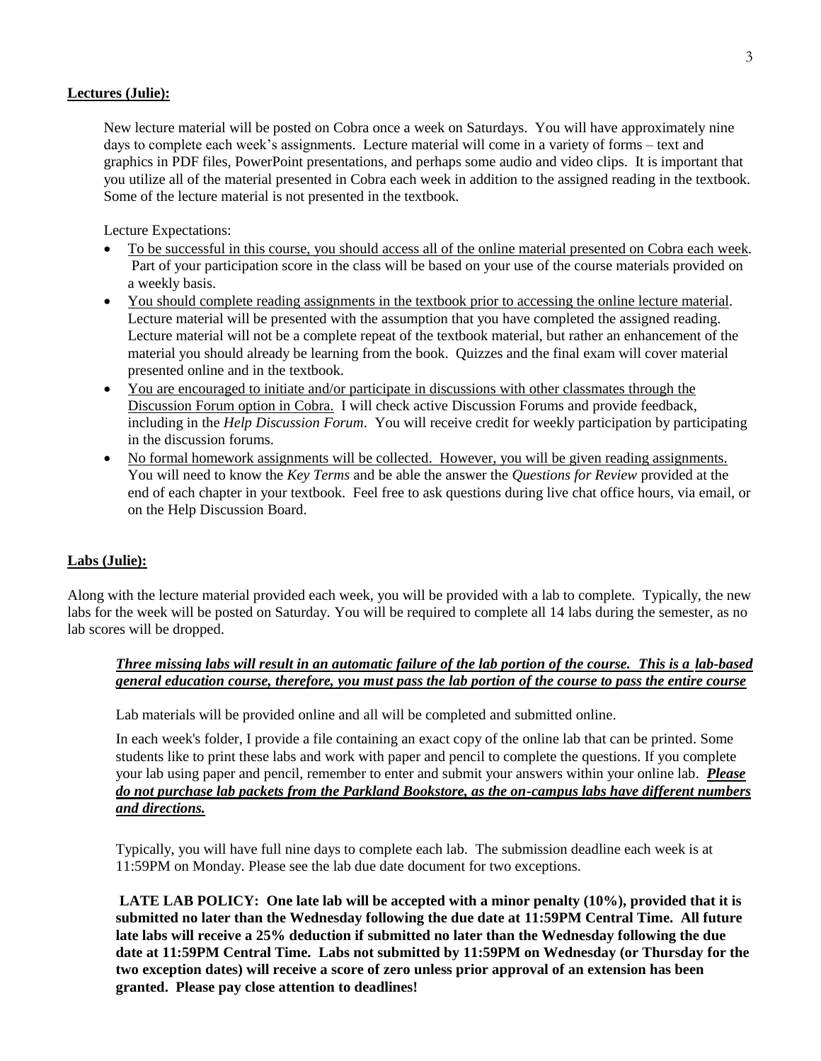**Lectures (Julie):**

New lecture material will be posted on Cobra once a week on Saturdays. You will have approximately nine days to complete each week's assignments. Lecture material will come in a variety of forms – text and graphics in PDF files, PowerPoint presentations, and perhaps some audio and video clips. It is important that you utilize all of the material presented in Cobra each week in addition to the assigned reading in the textbook. Some of the lecture material is not presented in the textbook.

Lecture Expectations:

- To be successful in this course, you should access all of the online material presented on Cobra each week. Part of your participation score in the class will be based on your use of the course materials provided on a weekly basis.
- You should complete reading assignments in the textbook prior to accessing the online lecture material. Lecture material will be presented with the assumption that you have completed the assigned reading. Lecture material will not be a complete repeat of the textbook material, but rather an enhancement of the material you should already be learning from the book. Quizzes and the final exam will cover material presented online and in the textbook.
- You are encouraged to initiate and/or participate in discussions with other classmates through the Discussion Forum option in Cobra. I will check active Discussion Forums and provide feedback, including in the *Help Discussion Forum*. You will receive credit for weekly participation by participating in the discussion forums.
- No formal homework assignments will be collected. However, you will be given reading assignments. You will need to know the *Key Terms* and be able the answer the *Questions for Review* provided at the end of each chapter in your textbook. Feel free to ask questions during live chat office hours, via email, or on the Help Discussion Board.

**Labs (Julie):**

Along with the lecture material provided each week, you will be provided with a lab to complete. Typically, the new labs for the week will be posted on Saturday. You will be required to complete all 14 labs during the semester, as no lab scores will be dropped.

***Three missing labs will result in an automatic failure of the lab portion of the course. This is a lab-based general education course, therefore, you must pass the lab portion of the course to pass the entire course***

Lab materials will be provided online and all will be completed and submitted online.

In each week's folder, I provide a file containing an exact copy of the online lab that can be printed. Some students like to print these labs and work with paper and pencil to complete the questions. If you complete your lab using paper and pencil, remember to enter and submit your answers within your online lab. ***Please do not purchase lab packets from the Parkland Bookstore, as the on-campus labs have different numbers and directions.***

Typically, you will have full nine days to complete each lab. The submission deadline each week is at 11:59PM on Monday. Please see the lab due date document for two exceptions.

**LATE LAB POLICY: One late lab will be accepted with a minor penalty (10%), provided that it is submitted no later than the Wednesday following the due date at 11:59PM Central Time. All future late labs will receive a 25% deduction if submitted no later than the Wednesday following the due date at 11:59PM Central Time. Labs not submitted by 11:59PM on Wednesday (or Thursday for the two exception dates) will receive a score of zero unless prior approval of an extension has been granted. Please pay close attention to deadlines!**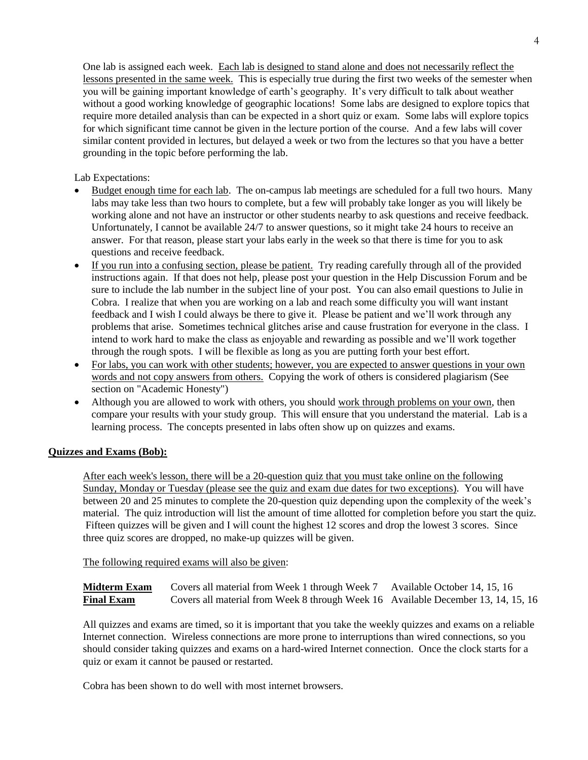One lab is assigned each week. Each lab is designed to stand alone and does not necessarily reflect the lessons presented in the same week. This is especially true during the first two weeks of the semester when you will be gaining important knowledge of earth's geography. It's very difficult to talk about weather without a good working knowledge of geographic locations! Some labs are designed to explore topics that require more detailed analysis than can be expected in a short quiz or exam. Some labs will explore topics for which significant time cannot be given in the lecture portion of the course. And a few labs will cover similar content provided in lectures, but delayed a week or two from the lectures so that you have a better grounding in the topic before performing the lab.

Lab Expectations:

- Budget enough time for each lab. The on-campus lab meetings are scheduled for a full two hours. Many labs may take less than two hours to complete, but a few will probably take longer as you will likely be working alone and not have an instructor or other students nearby to ask questions and receive feedback. Unfortunately, I cannot be available 24/7 to answer questions, so it might take 24 hours to receive an answer. For that reason, please start your labs early in the week so that there is time for you to ask questions and receive feedback.
- If you run into a confusing section, please be patient. Try reading carefully through all of the provided instructions again. If that does not help, please post your question in the Help Discussion Forum and be sure to include the lab number in the subject line of your post. You can also email questions to Julie in Cobra. I realize that when you are working on a lab and reach some difficulty you will want instant feedback and I wish I could always be there to give it. Please be patient and we'll work through any problems that arise. Sometimes technical glitches arise and cause frustration for everyone in the class. I intend to work hard to make the class as enjoyable and rewarding as possible and we'll work together through the rough spots. I will be flexible as long as you are putting forth your best effort.
- For labs, you can work with other students; however, you are expected to answer questions in your own words and not copy answers from others. Copying the work of others is considered plagiarism (See section on "Academic Honesty")
- Although you are allowed to work with others, you should work through problems on your own, then compare your results with your study group. This will ensure that you understand the material. Lab is a learning process. The concepts presented in labs often show up on quizzes and exams.

**Quizzes and Exams (Bob):**

After each week's lesson, there will be a 20-question quiz that you must take online on the following Sunday, Monday or Tuesday (please see the quiz and exam due dates for two exceptions). You will have between 20 and 25 minutes to complete the 20-question quiz depending upon the complexity of the week's material. The quiz introduction will list the amount of time allotted for completion before you start the quiz. Fifteen quizzes will be given and I will count the highest 12 scores and drop the lowest 3 scores. Since three quiz scores are dropped, no make-up quizzes will be given.

The following required exams will also be given:

| | | |
|---|---|---|
| **Midterm Exam** | Covers all material from Week 1 through Week 7 | Available October 14, 15, 16 |
| **Final Exam** | Covers all material from Week 8 through Week 16 | Available December 13, 14, 15, 16 |

All quizzes and exams are timed, so it is important that you take the weekly quizzes and exams on a reliable Internet connection. Wireless connections are more prone to interruptions than wired connections, so you should consider taking quizzes and exams on a hard-wired Internet connection. Once the clock starts for a quiz or exam it cannot be paused or restarted.

Cobra has been shown to do well with most internet browsers.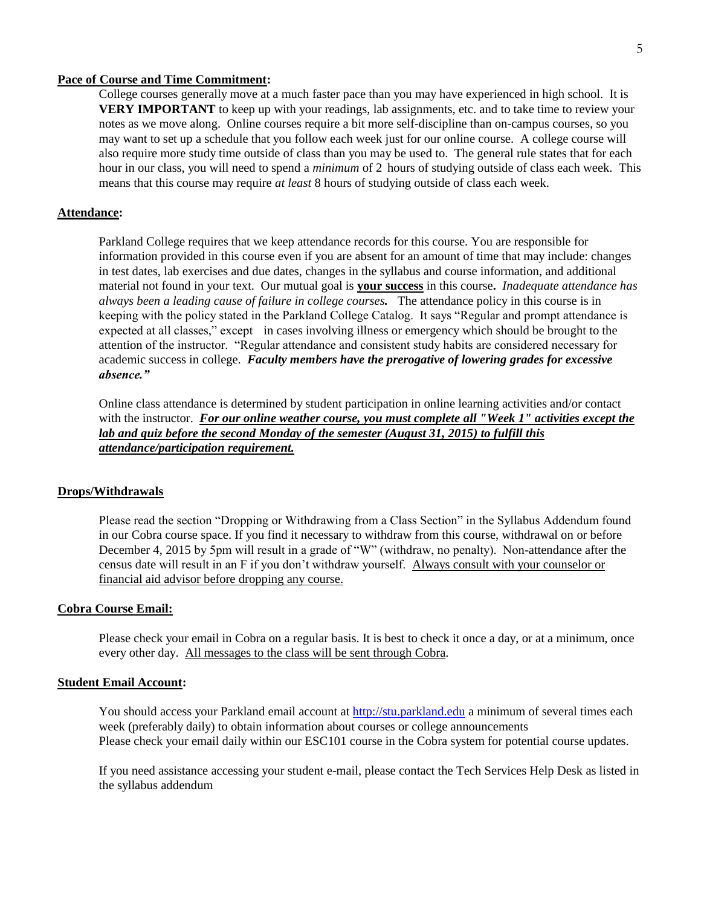**<u>Pace of Course and Time Commitment</u>:**

College courses generally move at a much faster pace than you may have experienced in high school. It is **VERY IMPORTANT** to keep up with your readings, lab assignments, etc. and to take time to review your notes as we move along. Online courses require a bit more self-discipline than on-campus courses, so you may want to set up a schedule that you follow each week just for our online course. A college course will also require more study time outside of class than you may be used to. The general rule states that for each hour in our class, you will need to spend a *minimum* of 2 hours of studying outside of class each week. This means that this course may require *at least* 8 hours of studying outside of class each week.

**<u>Attendance</u>:**

Parkland College requires that we keep attendance records for this course. You are responsible for information provided in this course even if you are absent for an amount of time that may include: changes in test dates, lab exercises and due dates, changes in the syllabus and course information, and additional material not found in your text. Our mutual goal is **<u>your success</u>** in this course**.** *Inadequate attendance has always been a leading cause of failure in college courses.* The attendance policy in this course is in keeping with the policy stated in the Parkland College Catalog. It says "Regular and prompt attendance is expected at all classes," except in cases involving illness or emergency which should be brought to the attention of the instructor. "Regular attendance and consistent study habits are considered necessary for academic success in college. ***Faculty members have the prerogative of lowering grades for excessive absence."***

Online class attendance is determined by student participation in online learning activities and/or contact with the instructor. ***<u>For our online weather course, you must complete all "Week 1" activities except the lab and quiz before the second Monday of the semester (August 31, 2015) to fulfill this attendance/participation requirement.</u>***

**<u>Drops/Withdrawals</u>**

Please read the section "Dropping or Withdrawing from a Class Section" in the Syllabus Addendum found in our Cobra course space. If you find it necessary to withdraw from this course, withdrawal on or before December 4, 2015 by 5pm will result in a grade of "W" (withdraw, no penalty). Non-attendance after the census date will result in an F if you don't withdraw yourself. <u>Always consult with your counselor or financial aid advisor before dropping any course.</u>

**<u>Cobra Course Email:</u>**

Please check your email in Cobra on a regular basis. It is best to check it once a day, or at a minimum, once every other day. <u>All messages to the class will be sent through Cobra</u>.

**<u>Student Email Account</u>:**

You should access your Parkland email account at http://stu.parkland.edu a minimum of several times each week (preferably daily) to obtain information about courses or college announcements
Please check your email daily within our ESC101 course in the Cobra system for potential course updates.

If you need assistance accessing your student e-mail, please contact the Tech Services Help Desk as listed in the syllabus addendum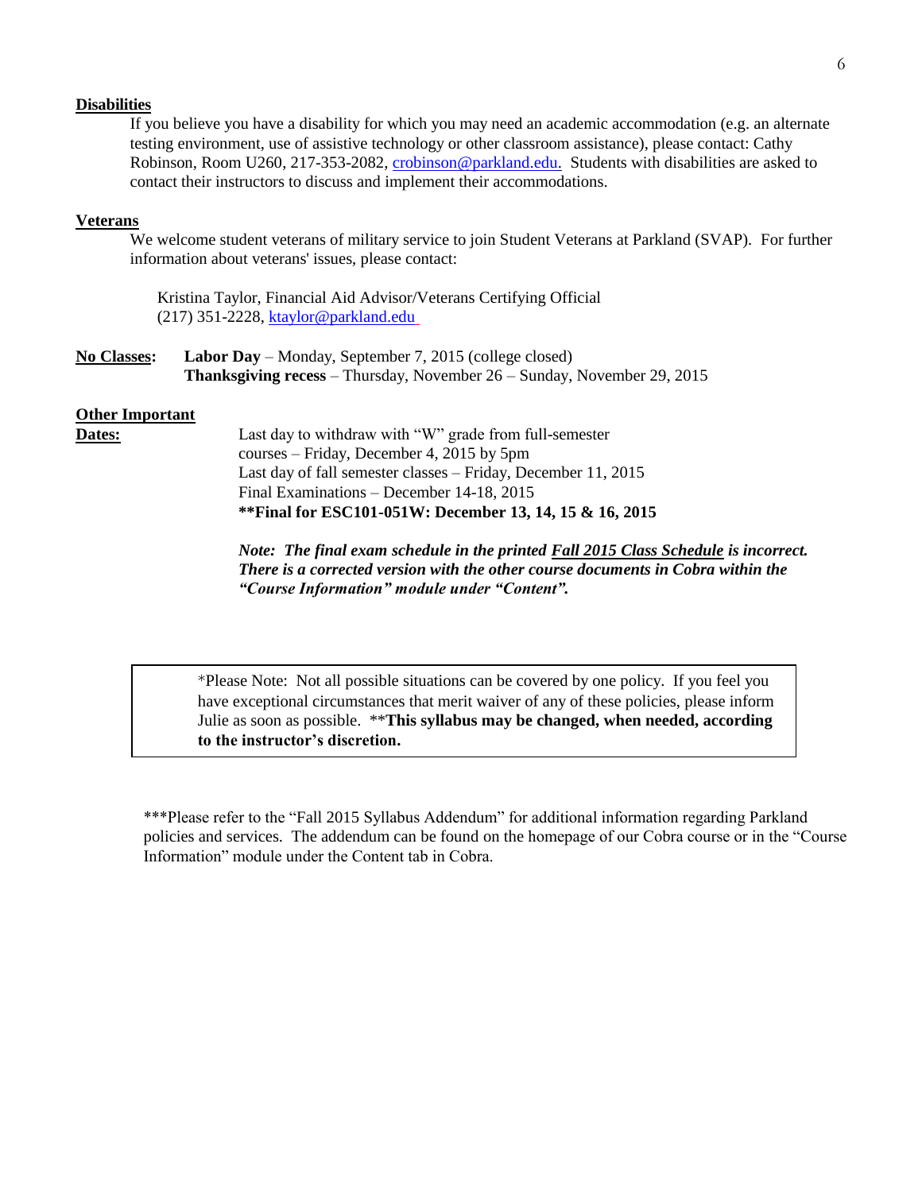**<u>Disabilities</u>**

If you believe you have a disability for which you may need an academic accommodation (e.g. an alternate testing environment, use of assistive technology or other classroom assistance), please contact: Cathy Robinson, Room U260, 217-353-2082, crobinson@parkland.edu. Students with disabilities are asked to contact their instructors to discuss and implement their accommodations.

**<u>Veterans</u>**

We welcome student veterans of military service to join Student Veterans at Parkland (SVAP). For further information about veterans' issues, please contact:

Kristina Taylor, Financial Aid Advisor/Veterans Certifying Official
(217) 351-2228, ktaylor@parkland.edu

**<u>No Classes</u>:** **Labor Day** – Monday, September 7, 2015 (college closed)
**Thanksgiving recess** – Thursday, November 26 – Sunday, November 29, 2015

**<u>Other Important Dates:</u>**

Last day to withdraw with "W" grade from full-semester courses – Friday, December 4, 2015 by 5pm
Last day of fall semester classes – Friday, December 11, 2015
Final Examinations – December 14-18, 2015
**\*\*Final for ESC101-051W: December 13, 14, 15 & 16, 2015**

***Note: The final exam schedule in the printed <u>Fall 2015 Class Schedule</u> is incorrect. There is a corrected version with the other course documents in Cobra within the "Course Information" module under "Content".***

> *Please Note: Not all possible situations can be covered by one policy. If you feel you have exceptional circumstances that merit waiver of any of these policies, please inform Julie as soon as possible. \*\***This syllabus may be changed, when needed, according to the instructor's discretion.**

***Please refer to the "Fall 2015 Syllabus Addendum" for additional information regarding Parkland policies and services. The addendum can be found on the homepage of our Cobra course or in the "Course Information" module under the Content tab in Cobra.